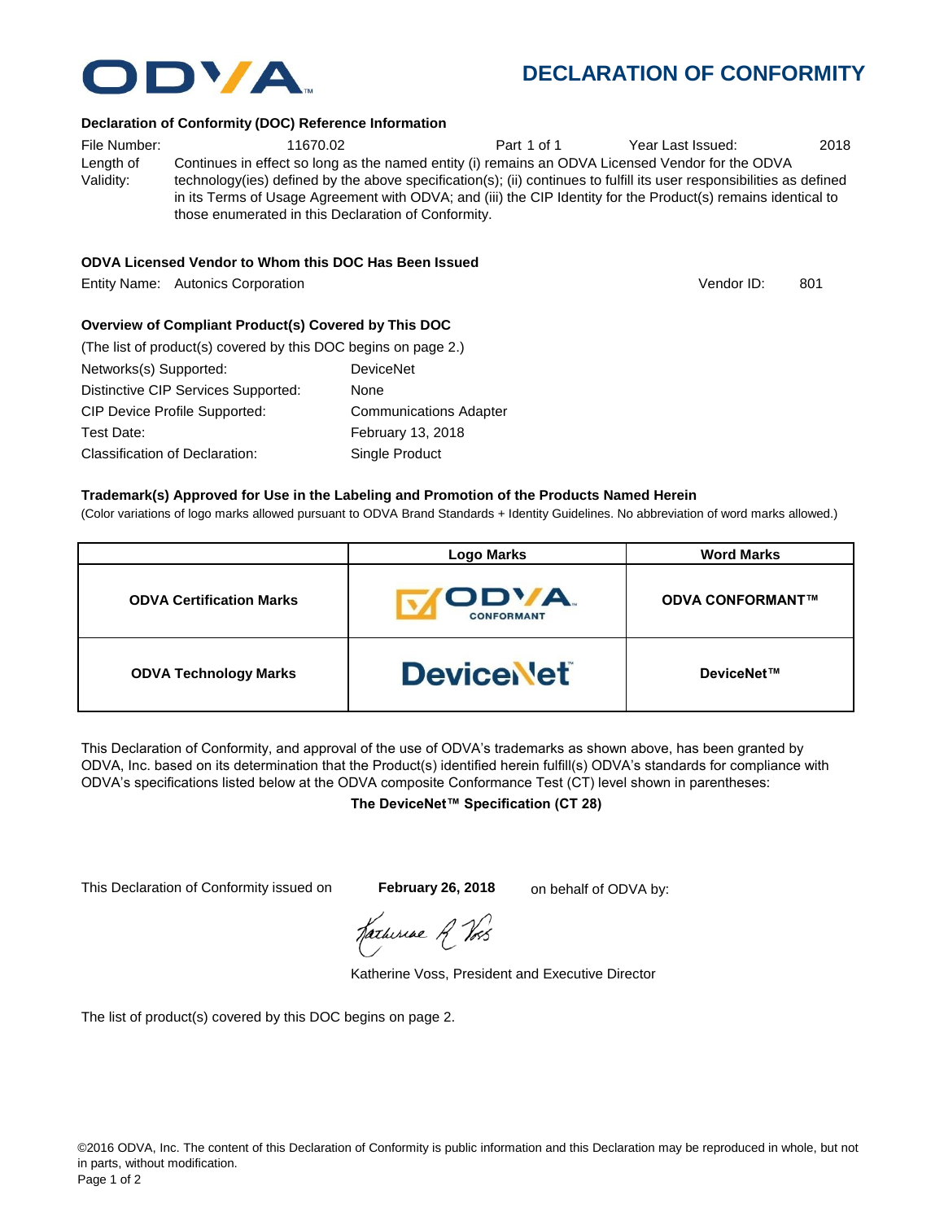# DECLARATION OF CONFORMITY

### Declaration of Conformity (DOC) Reference Information

File Number: 11670.02 Part 1 of 1 Year Last Issued: 2018

Length of Validity: Continues in effect so long as the named entity (i) remains an ODVA Licensed Vendor for the ODVA technology(ies) defined by the above specification(s); (ii) continues to fulfill its user responsibilities as defined in its Terms of Usage Agreement with ODVA; and (iii) the CIP Identity for the Product(s) remains identical to those enumerated in this Declaration of Conformity.

### ODVA Licensed Vendor to Whom this DOC Has Been Issued

Entity Name: Autonics Corporation Vendor ID: 801

### Overview of Compliant Product(s) Covered by This DOC

(The list of product(s) covered by this DOC begins on page 2.)

| | |
|---|---|
| Networks(s) Supported: | DeviceNet |
| Distinctive CIP Services Supported: | None |
| CIP Device Profile Supported: | Communications Adapter |
| Test Date: | February 13, 2018 |
| Classification of Declaration: | Single Product |

### Trademark(s) Approved for Use in the Labeling and Promotion of the Products Named Herein

(Color variations of logo marks allowed pursuant to ODVA Brand Standards + Identity Guidelines. No abbreviation of word marks allowed.)

| | Logo Marks | Word Marks |
|---|---|---|
| **ODVA Certification Marks** | ODVA CONFORMANT | **ODVA CONFORMANT™** |
| **ODVA Technology Marks** | DeviceNet | **DeviceNet™** |

This Declaration of Conformity, and approval of the use of ODVA's trademarks as shown above, has been granted by ODVA, Inc. based on its determination that the Product(s) identified herein fulfill(s) ODVA's standards for compliance with ODVA's specifications listed below at the ODVA composite Conformance Test (CT) level shown in parentheses:

**The DeviceNet™ Specification (CT 28)**

This Declaration of Conformity issued on **February 26, 2018** on behalf of ODVA by:

Katherine Voss, President and Executive Director

The list of product(s) covered by this DOC begins on page 2.

©2016 ODVA, Inc. The content of this Declaration of Conformity is public information and this Declaration may be reproduced in whole, but not in parts, without modification.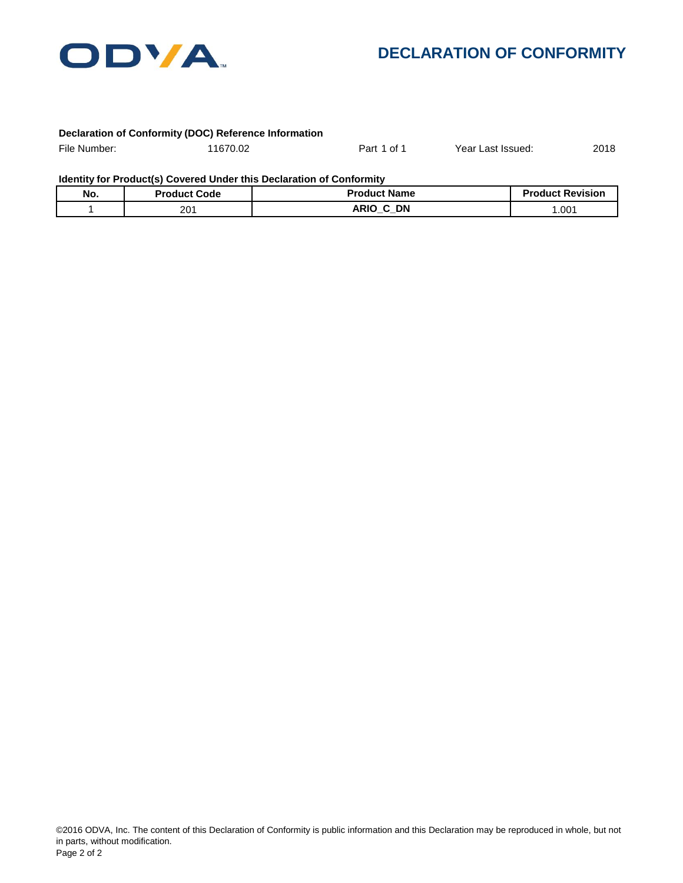# DECLARATION OF CONFORMITY

**Declaration of Conformity (DOC) Reference Information**

File Number: 11670.02 Part 1 of 1 Year Last Issued: 2018

**Identity for Product(s) Covered Under this Declaration of Conformity**

| No. | Product Code | Product Name | Product Revision |
|---|---|---|---|
| 1 | 201 | **ARIO_C_DN** | 1.001 |

©2016 ODVA, Inc. The content of this Declaration of Conformity is public information and this Declaration may be reproduced in whole, but not in parts, without modification.